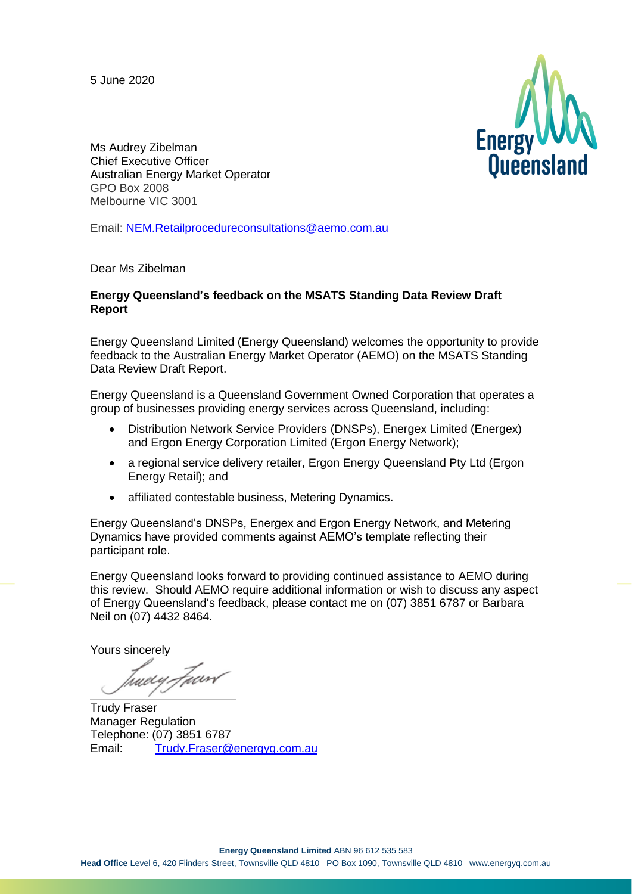5 June 2020

Ms Audrey Zibelman
Chief Executive Officer
Australian Energy Market Operator
GPO Box 2008
Melbourne VIC 3001

Email: NEM.Retailprocedureconsultations@aemo.com.au

Dear Ms Zibelman

**Energy Queensland's feedback on the MSATS Standing Data Review Draft Report**

Energy Queensland Limited (Energy Queensland) welcomes the opportunity to provide feedback to the Australian Energy Market Operator (AEMO) on the MSATS Standing Data Review Draft Report.

Energy Queensland is a Queensland Government Owned Corporation that operates a group of businesses providing energy services across Queensland, including:

- Distribution Network Service Providers (DNSPs), Energex Limited (Energex) and Ergon Energy Corporation Limited (Ergon Energy Network);
- a regional service delivery retailer, Ergon Energy Queensland Pty Ltd (Ergon Energy Retail); and
- affiliated contestable business, Metering Dynamics.

Energy Queensland's DNSPs, Energex and Ergon Energy Network, and Metering Dynamics have provided comments against AEMO's template reflecting their participant role.

Energy Queensland looks forward to providing continued assistance to AEMO during this review. Should AEMO require additional information or wish to discuss any aspect of Energy Queensland's feedback, please contact me on (07) 3851 6787 or Barbara Neil on (07) 4432 8464.

Yours sincerely

Trudy Fraser
Manager Regulation
Telephone: (07) 3851 6787
Email: Trudy.Fraser@energyq.com.au

**Energy Queensland Limited** ABN 96 612 535 583
**Head Office** Level 6, 420 Flinders Street, Townsville QLD 4810 PO Box 1090, Townsville QLD 4810 www.energyq.com.au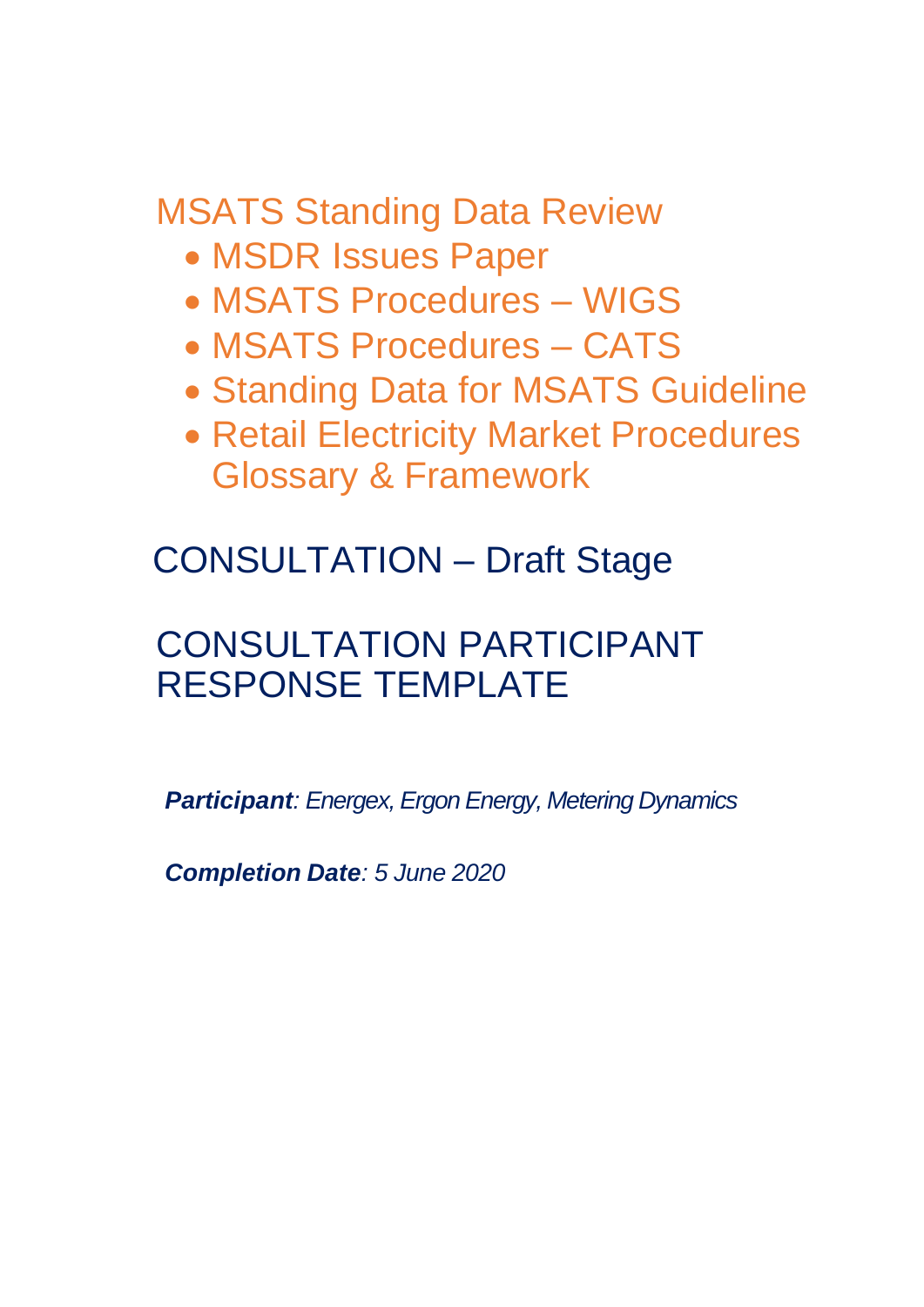# MSATS Standing Data Review

- MSDR Issues Paper
- MSATS Procedures – WIGS
- MSATS Procedures – CATS
- Standing Data for MSATS Guideline
- Retail Electricity Market Procedures Glossary & Framework

## CONSULTATION – Draft Stage

## CONSULTATION PARTICIPANT RESPONSE TEMPLATE

***Participant**: Energex, Ergon Energy, Metering Dynamics*

***Completion Date**: 5 June 2020*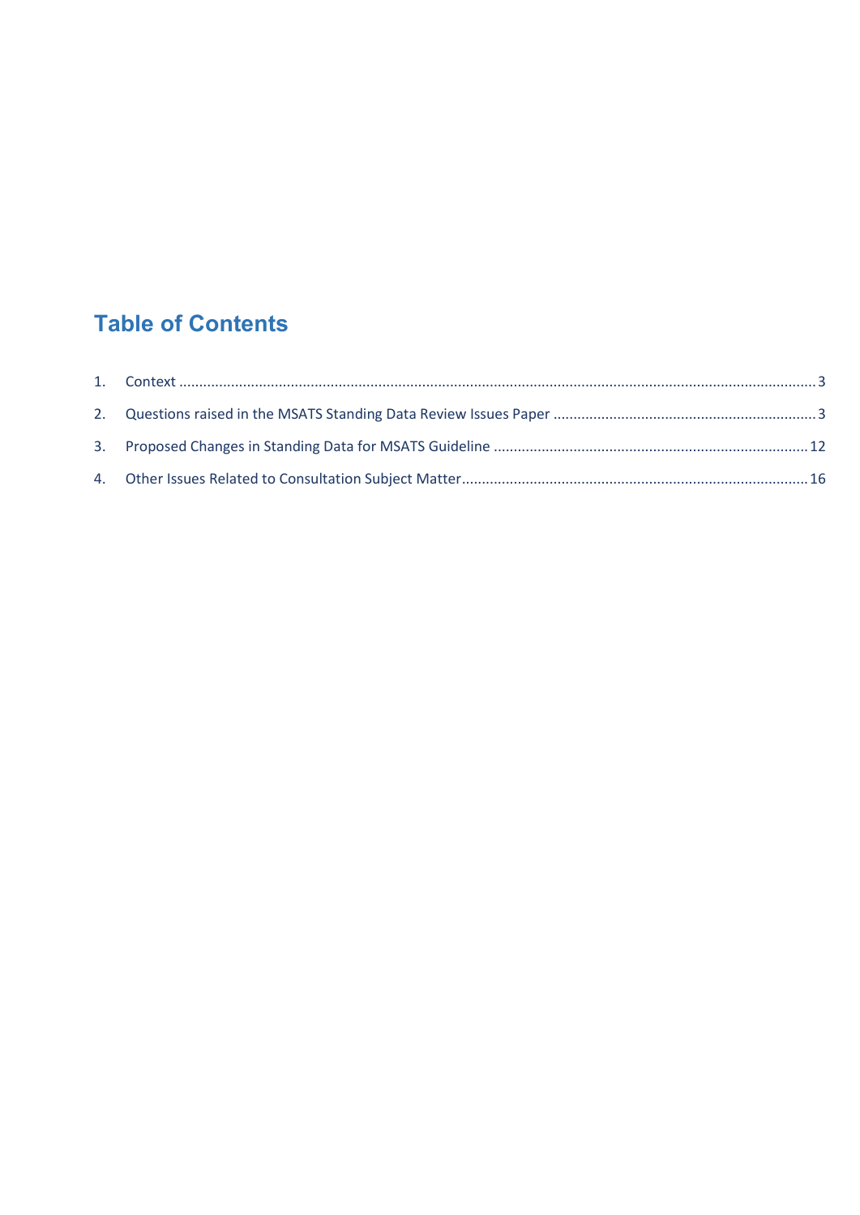## Table of Contents

1. Context ........................................................................................................................................................ 3
2. Questions raised in the MSATS Standing Data Review Issues Paper ................................................................. 3
3. Proposed Changes in Standing Data for MSATS Guideline ............................................................................ 12
4. Other Issues Related to Consultation Subject Matter .................................................................................... 16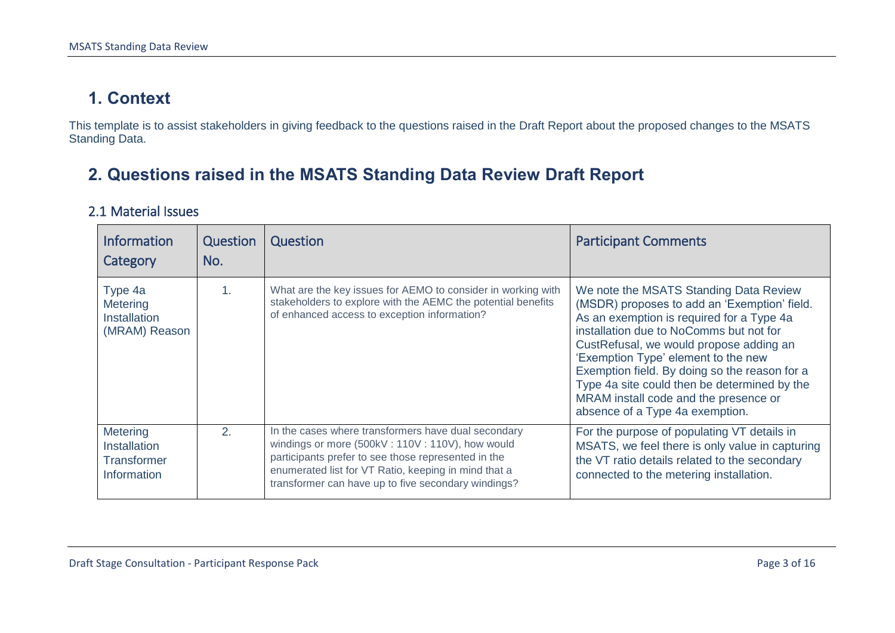# 1. Context

This template is to assist stakeholders in giving feedback to the questions raised in the Draft Report about the proposed changes to the MSATS Standing Data.

# 2. Questions raised in the MSATS Standing Data Review Draft Report

## 2.1 Material Issues

| Information Category | Question No. | Question | Participant Comments |
|---|---|---|---|
| Type 4a Metering Installation (MRAM) Reason | 1. | What are the key issues for AEMO to consider in working with stakeholders to explore with the AEMC the potential benefits of enhanced access to exception information? | We note the MSATS Standing Data Review (MSDR) proposes to add an 'Exemption' field. As an exemption is required for a Type 4a installation due to NoComms but not for CustRefusal, we would propose adding an 'Exemption Type' element to the new Exemption field. By doing so the reason for a Type 4a site could then be determined by the MRAM install code and the presence or absence of a Type 4a exemption. |
| Metering Installation Transformer Information | 2. | In the cases where transformers have dual secondary windings or more (500kV : 110V : 110V), how would participants prefer to see those represented in the enumerated list for VT Ratio, keeping in mind that a transformer can have up to five secondary windings? | For the purpose of populating VT details in MSATS, we feel there is only value in capturing the VT ratio details related to the secondary connected to the metering installation. |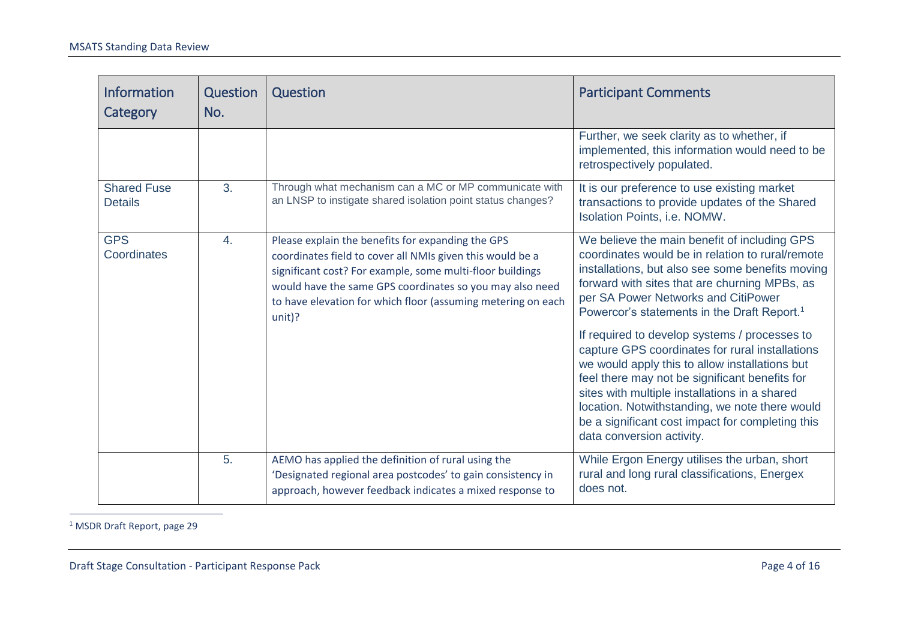| Information Category | Question No. | Question | Participant Comments |
|---|---|---|---|
| | | | Further, we seek clarity as to whether, if implemented, this information would need to be retrospectively populated. |
| Shared Fuse Details | 3. | Through what mechanism can a MC or MP communicate with an LNSP to instigate shared isolation point status changes? | It is our preference to use existing market transactions to provide updates of the Shared Isolation Points, i.e. NOMW. |
| GPS Coordinates | 4. | Please explain the benefits for expanding the GPS coordinates field to cover all NMIs given this would be a significant cost? For example, some multi-floor buildings would have the same GPS coordinates so you may also need to have elevation for which floor (assuming metering on each unit)? | We believe the main benefit of including GPS coordinates would be in relation to rural/remote installations, but also see some benefits moving forward with sites that are churning MPBs, as per SA Power Networks and CitiPower Powercor's statements in the Draft Report.[1]<br><br>If required to develop systems / processes to capture GPS coordinates for rural installations we would apply this to allow installations but feel there may not be significant benefits for sites with multiple installations in a shared location. Notwithstanding, we note there would be a significant cost impact for completing this data conversion activity. |
| | 5. | AEMO has applied the definition of rural using the 'Designated regional area postcodes' to gain consistency in approach, however feedback indicates a mixed response to | While Ergon Energy utilises the urban, short rural and long rural classifications, Energex does not. |

[1] MSDR Draft Report, page 29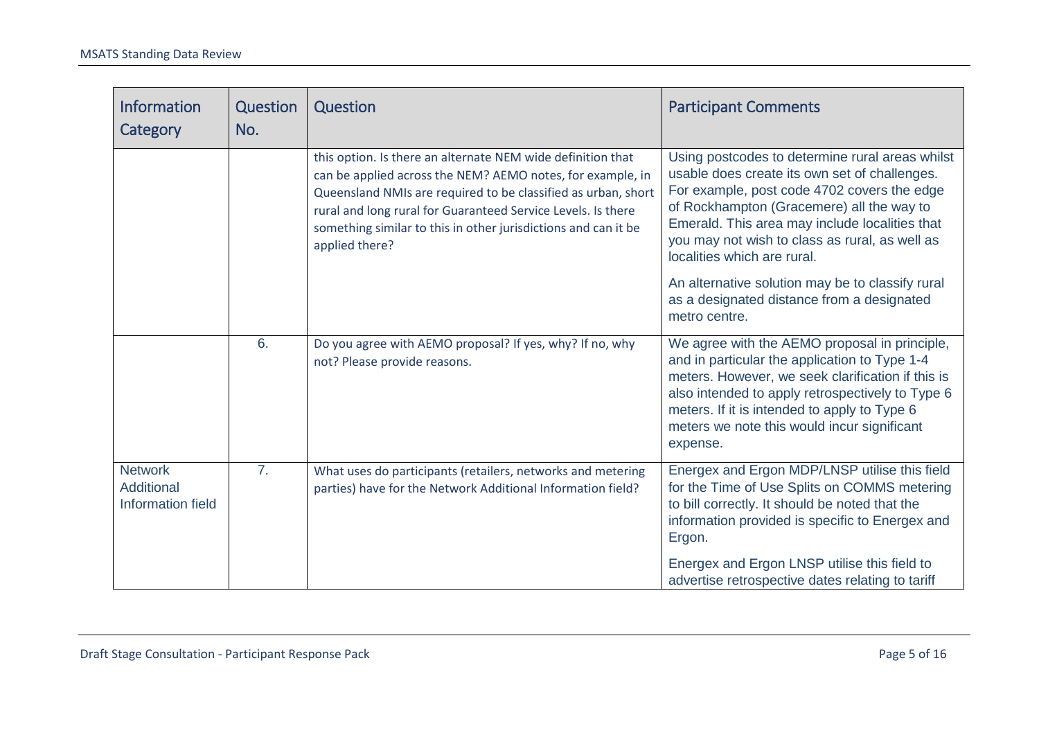| Information Category | Question No. | Question | Participant Comments |
|---|---|---|---|
| | | this option. Is there an alternate NEM wide definition that can be applied across the NEM? AEMO notes, for example, in Queensland NMIs are required to be classified as urban, short rural and long rural for Guaranteed Service Levels. Is there something similar to this in other jurisdictions and can it be applied there? | Using postcodes to determine rural areas whilst usable does create its own set of challenges. For example, post code 4702 covers the edge of Rockhampton (Gracemere) all the way to Emerald. This area may include localities that you may not wish to class as rural, as well as localities which are rural.<br><br>An alternative solution may be to classify rural as a designated distance from a designated metro centre. |
| | 6. | Do you agree with AEMO proposal? If yes, why? If no, why not? Please provide reasons. | We agree with the AEMO proposal in principle, and in particular the application to Type 1-4 meters. However, we seek clarification if this is also intended to apply retrospectively to Type 6 meters. If it is intended to apply to Type 6 meters we note this would incur significant expense. |
| Network Additional Information field | 7. | What uses do participants (retailers, networks and metering parties) have for the Network Additional Information field? | Energex and Ergon MDP/LNSP utilise this field for the Time of Use Splits on COMMS metering to bill correctly. It should be noted that the information provided is specific to Energex and Ergon.<br><br>Energex and Ergon LNSP utilise this field to advertise retrospective dates relating to tariff |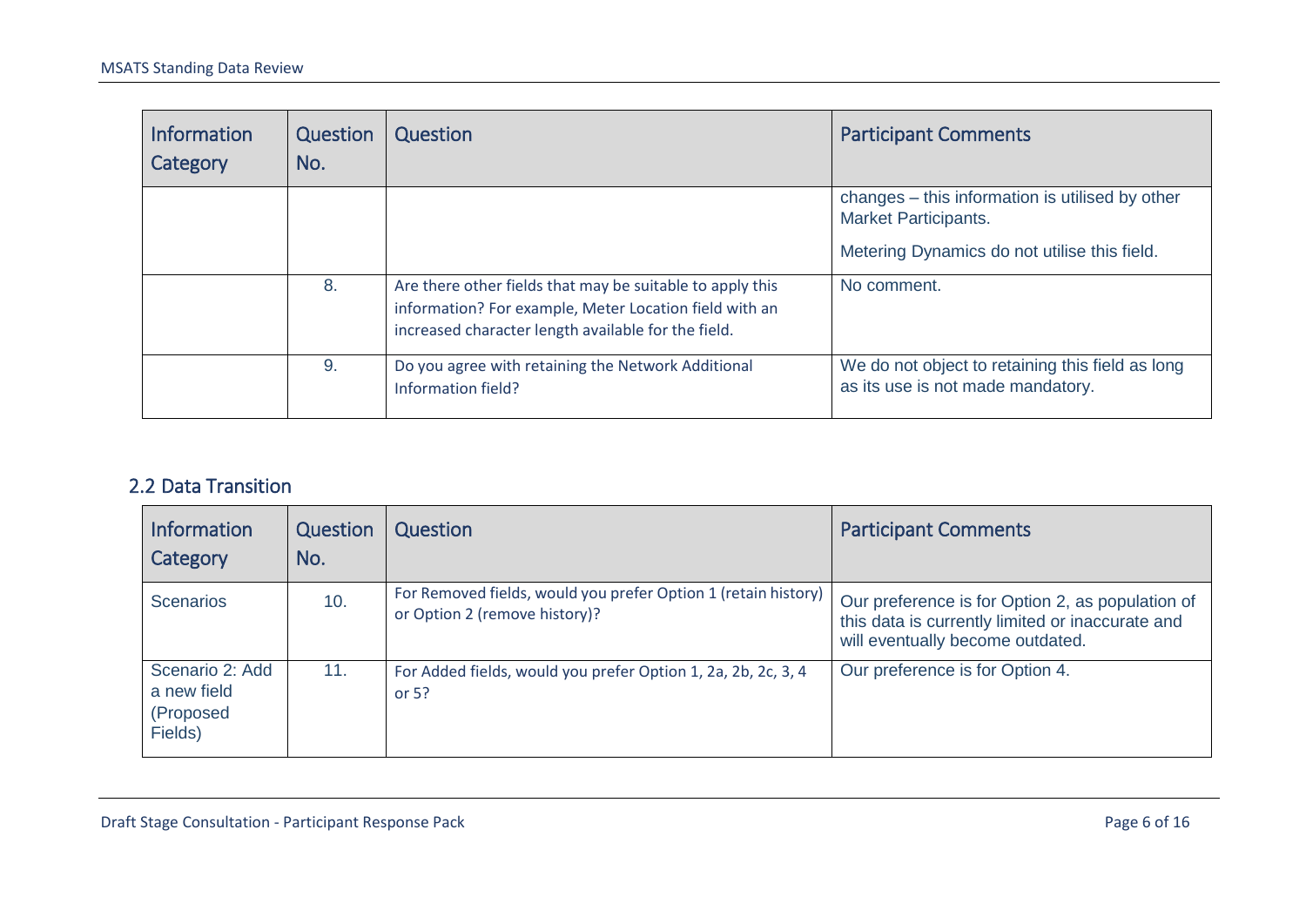| Information Category | Question No. | Question | Participant Comments |
|---|---|---|---|
| | | | changes – this information is utilised by other Market Participants.<br><br>Metering Dynamics do not utilise this field. |
| | 8. | Are there other fields that may be suitable to apply this information? For example, Meter Location field with an increased character length available for the field. | No comment. |
| | 9. | Do you agree with retaining the Network Additional Information field? | We do not object to retaining this field as long as its use is not made mandatory. |

## 2.2 Data Transition

| Information Category | Question No. | Question | Participant Comments |
|---|---|---|---|
| Scenarios | 10. | For Removed fields, would you prefer Option 1 (retain history) or Option 2 (remove history)? | Our preference is for Option 2, as population of this data is currently limited or inaccurate and will eventually become outdated. |
| Scenario 2: Add a new field (Proposed Fields) | 11. | For Added fields, would you prefer Option 1, 2a, 2b, 2c, 3, 4 or 5? | Our preference is for Option 4. |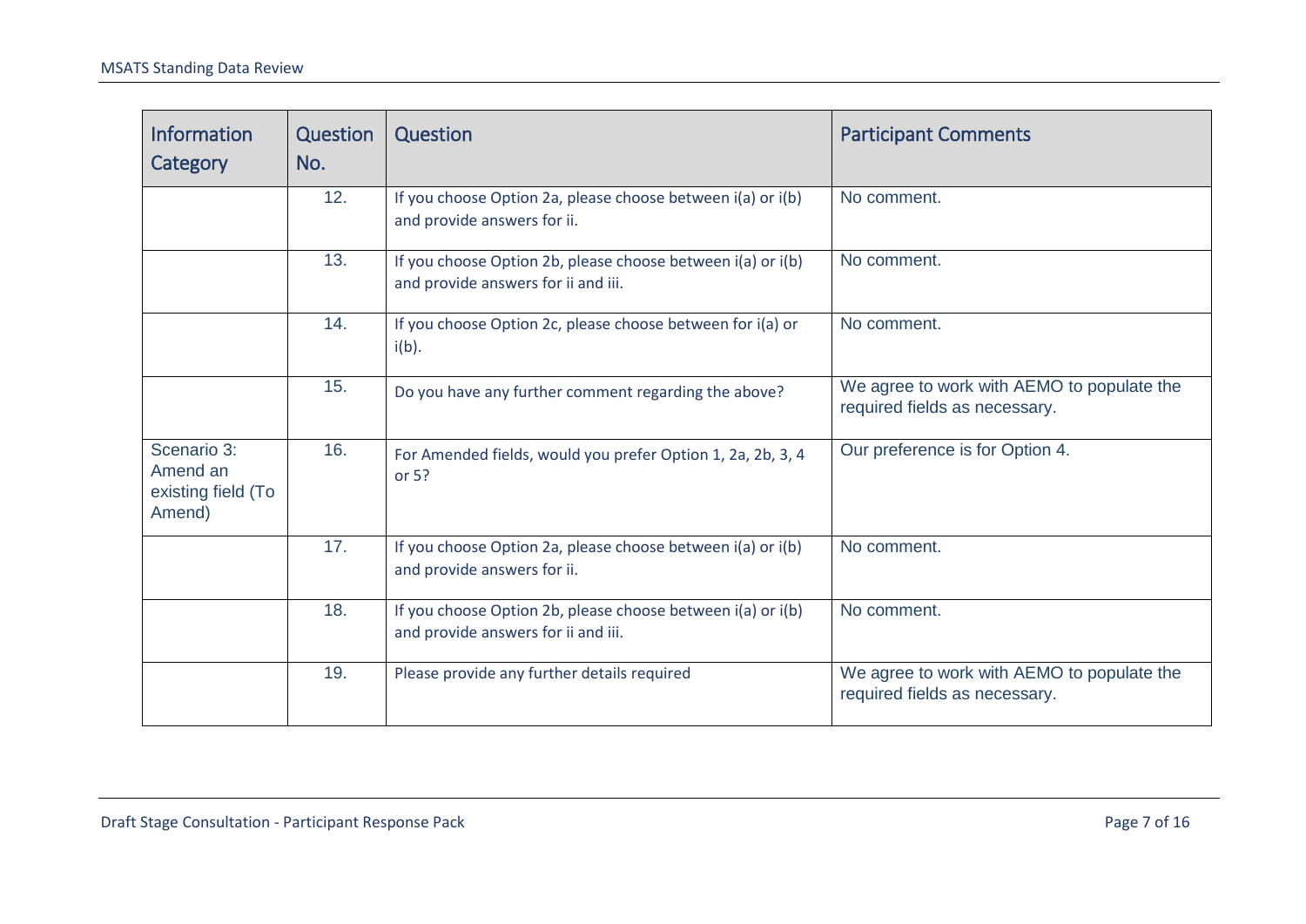| Information Category | Question No. | Question | Participant Comments |
| --- | --- | --- | --- |
| | 12. | If you choose Option 2a, please choose between i(a) or i(b) and provide answers for ii. | No comment. |
| | 13. | If you choose Option 2b, please choose between i(a) or i(b) and provide answers for ii and iii. | No comment. |
| | 14. | If you choose Option 2c, please choose between for i(a) or i(b). | No comment. |
| | 15. | Do you have any further comment regarding the above? | We agree to work with AEMO to populate the required fields as necessary. |
| Scenario 3: Amend an existing field (To Amend) | 16. | For Amended fields, would you prefer Option 1, 2a, 2b, 3, 4 or 5? | Our preference is for Option 4. |
| | 17. | If you choose Option 2a, please choose between i(a) or i(b) and provide answers for ii. | No comment. |
| | 18. | If you choose Option 2b, please choose between i(a) or i(b) and provide answers for ii and iii. | No comment. |
| | 19. | Please provide any further details required | We agree to work with AEMO to populate the required fields as necessary. |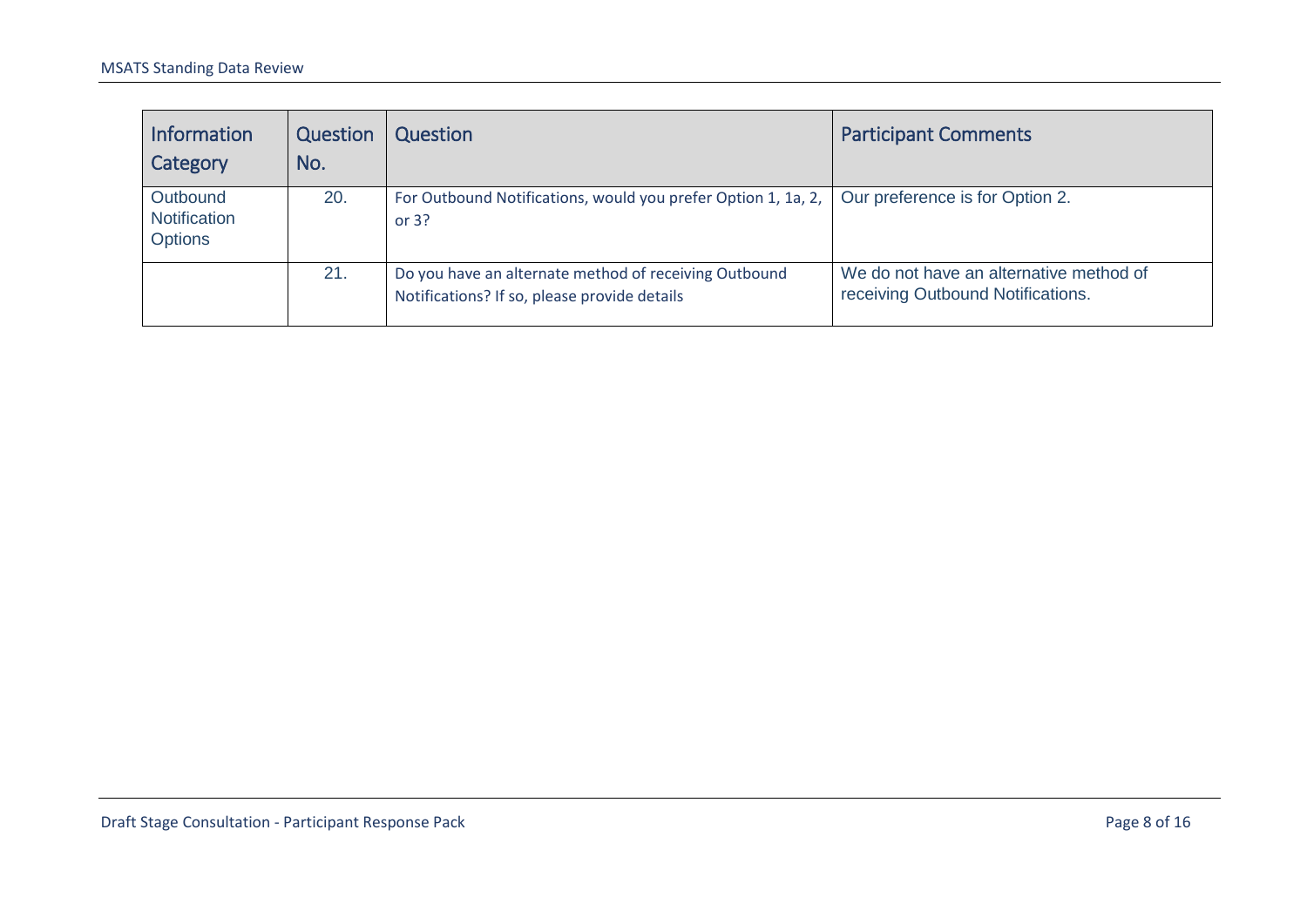| Information Category | Question No. | Question | Participant Comments |
|---|---|---|---|
| Outbound Notification Options | 20. | For Outbound Notifications, would you prefer Option 1, 1a, 2, or 3? | Our preference is for Option 2. |
| | 21. | Do you have an alternate method of receiving Outbound Notifications? If so, please provide details | We do not have an alternative method of receiving Outbound Notifications. |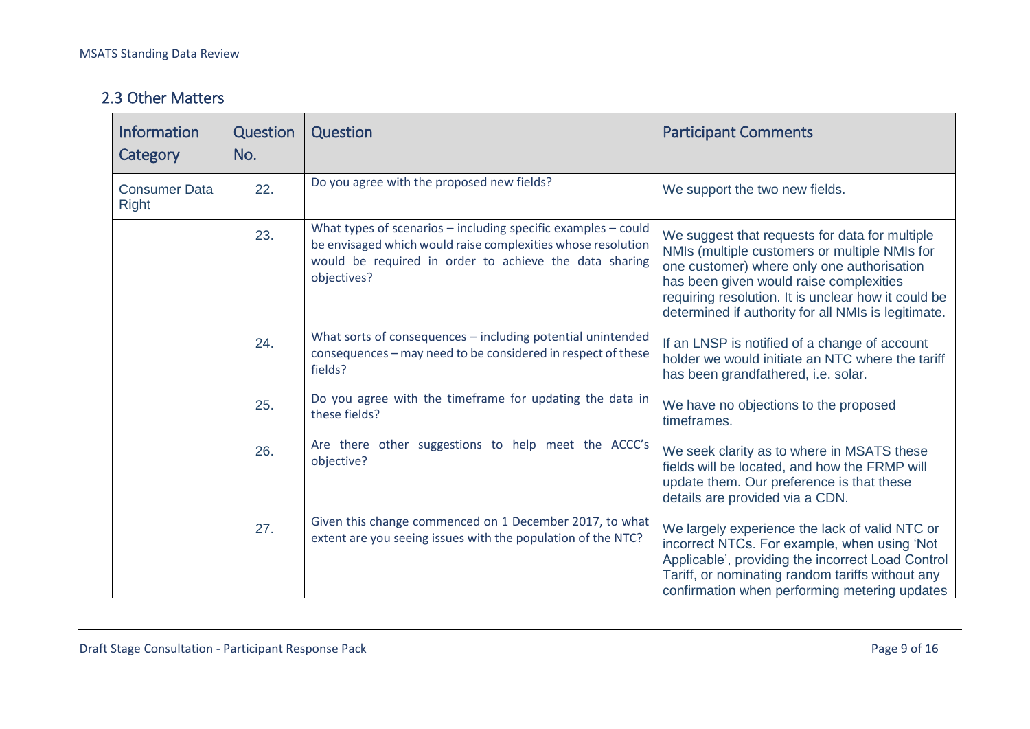## 2.3 Other Matters

| Information Category | Question No. | Question | Participant Comments |
|---|---|---|---|
| Consumer Data Right | 22. | Do you agree with the proposed new fields? | We support the two new fields. |
| | 23. | What types of scenarios – including specific examples – could be envisaged which would raise complexities whose resolution would be required in order to achieve the data sharing objectives? | We suggest that requests for data for multiple NMIs (multiple customers or multiple NMIs for one customer) where only one authorisation has been given would raise complexities requiring resolution. It is unclear how it could be determined if authority for all NMIs is legitimate. |
| | 24. | What sorts of consequences – including potential unintended consequences – may need to be considered in respect of these fields? | If an LNSP is notified of a change of account holder we would initiate an NTC where the tariff has been grandfathered, i.e. solar. |
| | 25. | Do you agree with the timeframe for updating the data in these fields? | We have no objections to the proposed timeframes. |
| | 26. | Are there other suggestions to help meet the ACCC's objective? | We seek clarity as to where in MSATS these fields will be located, and how the FRMP will update them. Our preference is that these details are provided via a CDN. |
| | 27. | Given this change commenced on 1 December 2017, to what extent are you seeing issues with the population of the NTC? | We largely experience the lack of valid NTC or incorrect NTCs. For example, when using 'Not Applicable', providing the incorrect Load Control Tariff, or nominating random tariffs without any confirmation when performing metering updates |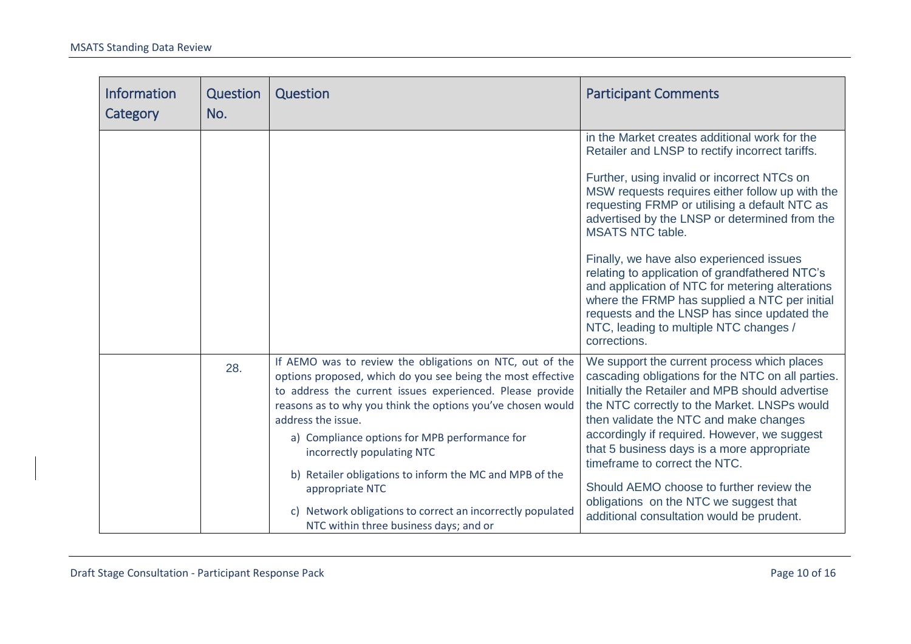| Information Category | Question No. | Question | Participant Comments |
|---|---|---|---|
| | | | in the Market creates additional work for the Retailer and LNSP to rectify incorrect tariffs.<br><br>Further, using invalid or incorrect NTCs on MSW requests requires either follow up with the requesting FRMP or utilising a default NTC as advertised by the LNSP or determined from the MSATS NTC table.<br><br>Finally, we have also experienced issues relating to application of grandfathered NTC's and application of NTC for metering alterations where the FRMP has supplied a NTC per initial requests and the LNSP has since updated the NTC, leading to multiple NTC changes / corrections. |
| | 28. | If AEMO was to review the obligations on NTC, out of the options proposed, which do you see being the most effective to address the current issues experienced. Please provide reasons as to why you think the options you've chosen would address the issue.<br><br>a) Compliance options for MPB performance for incorrectly populating NTC<br><br>b) Retailer obligations to inform the MC and MPB of the appropriate NTC<br><br>c) Network obligations to correct an incorrectly populated NTC within three business days; and or | We support the current process which places cascading obligations for the NTC on all parties. Initially the Retailer and MPB should advertise the NTC correctly to the Market. LNSPs would then validate the NTC and make changes accordingly if required. However, we suggest that 5 business days is a more appropriate timeframe to correct the NTC.<br><br>Should AEMO choose to further review the obligations on the NTC we suggest that additional consultation would be prudent. |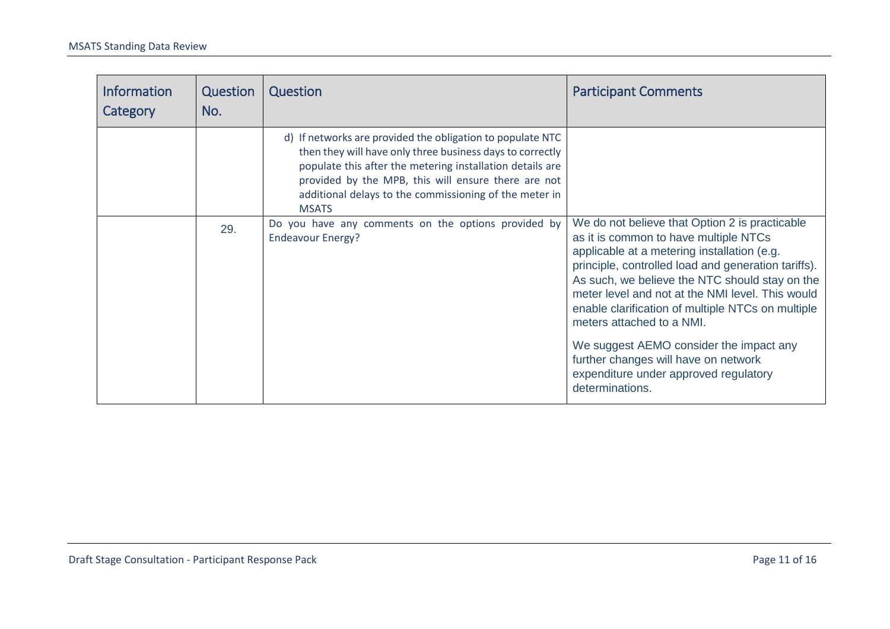| Information Category | Question No. | Question | Participant Comments |
|---|---|---|---|
| | | d) If networks are provided the obligation to populate NTC then they will have only three business days to correctly populate this after the metering installation details are provided by the MPB, this will ensure there are not additional delays to the commissioning of the meter in MSATS | |
| | 29. | Do you have any comments on the options provided by Endeavour Energy? | We do not believe that Option 2 is practicable as it is common to have multiple NTCs applicable at a metering installation (e.g. principle, controlled load and generation tariffs). As such, we believe the NTC should stay on the meter level and not at the NMI level. This would enable clarification of multiple NTCs on multiple meters attached to a NMI.<br><br>We suggest AEMO consider the impact any further changes will have on network expenditure under approved regulatory determinations. |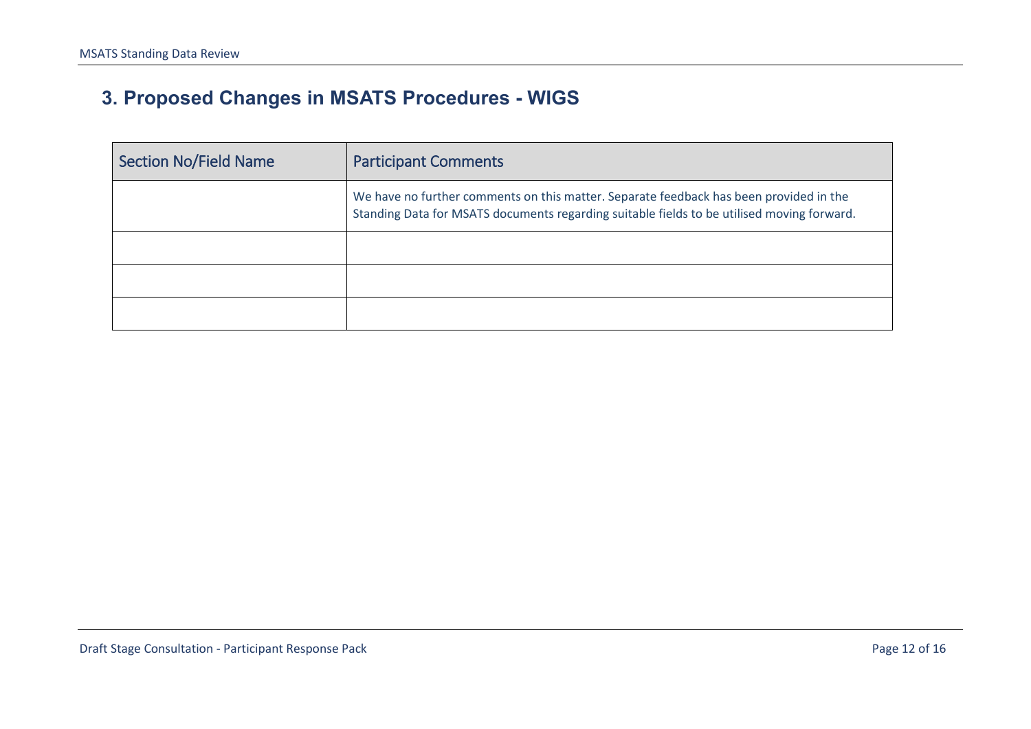## 3. Proposed Changes in MSATS Procedures - WIGS

| Section No/Field Name | Participant Comments |
| --- | --- |
| | We have no further comments on this matter. Separate feedback has been provided in the Standing Data for MSATS documents regarding suitable fields to be utilised moving forward. |
| | |
| | |
| | |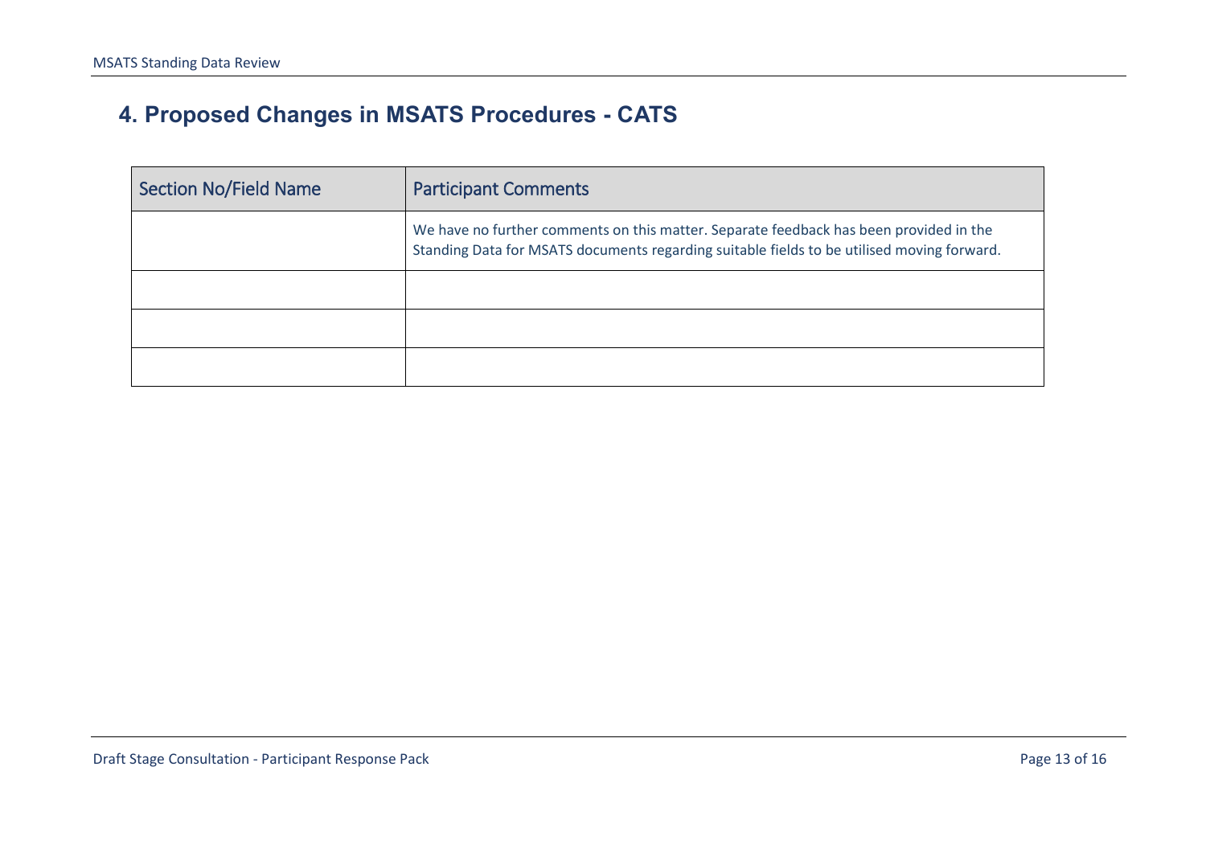## 4. Proposed Changes in MSATS Procedures - CATS

| Section No/Field Name | Participant Comments |
| --- | --- |
| | We have no further comments on this matter. Separate feedback has been provided in the Standing Data for MSATS documents regarding suitable fields to be utilised moving forward. |
| | |
| | |
| | |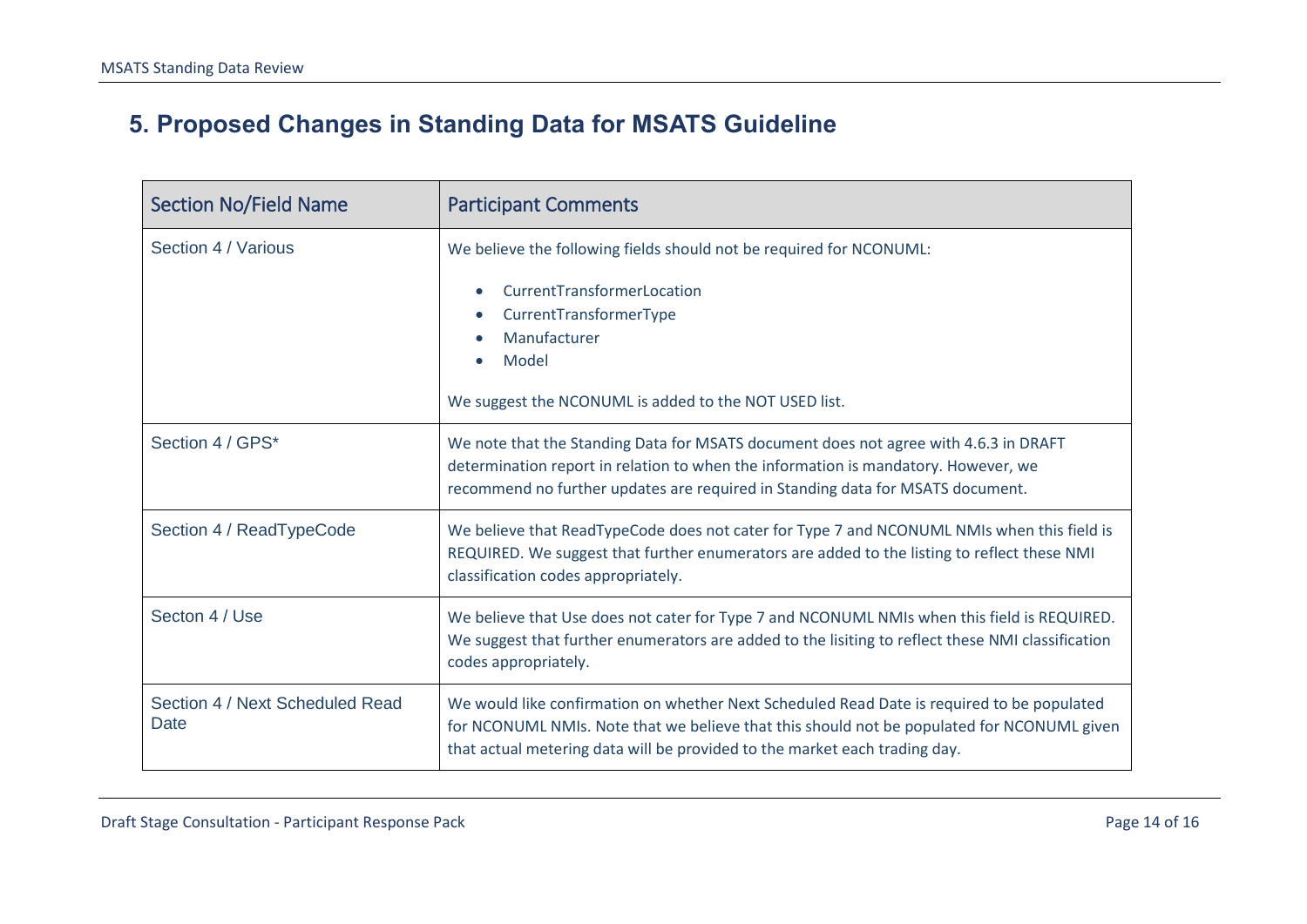## 5. Proposed Changes in Standing Data for MSATS Guideline

| Section No/Field Name | Participant Comments |
| --- | --- |
| Section 4 / Various | We believe the following fields should not be required for NCONUML:<br><br>• CurrentTransformerLocation<br>• CurrentTransformerType<br>• Manufacturer<br>• Model<br><br>We suggest the NCONUML is added to the NOT USED list. |
| Section 4 / GPS* | We note that the Standing Data for MSATS document does not agree with 4.6.3 in DRAFT determination report in relation to when the information is mandatory. However, we recommend no further updates are required in Standing data for MSATS document. |
| Section 4 / ReadTypeCode | We believe that ReadTypeCode does not cater for Type 7 and NCONUML NMIs when this field is REQUIRED. We suggest that further enumerators are added to the listing to reflect these NMI classification codes appropriately. |
| Secton 4 / Use | We believe that Use does not cater for Type 7 and NCONUML NMIs when this field is REQUIRED. We suggest that further enumerators are added to the lisiting to reflect these NMI classification codes appropriately. |
| Section 4 / Next Scheduled Read Date | We would like confirmation on whether Next Scheduled Read Date is required to be populated for NCONUML NMIs. Note that we believe that this should not be populated for NCONUML given that actual metering data will be provided to the market each trading day. |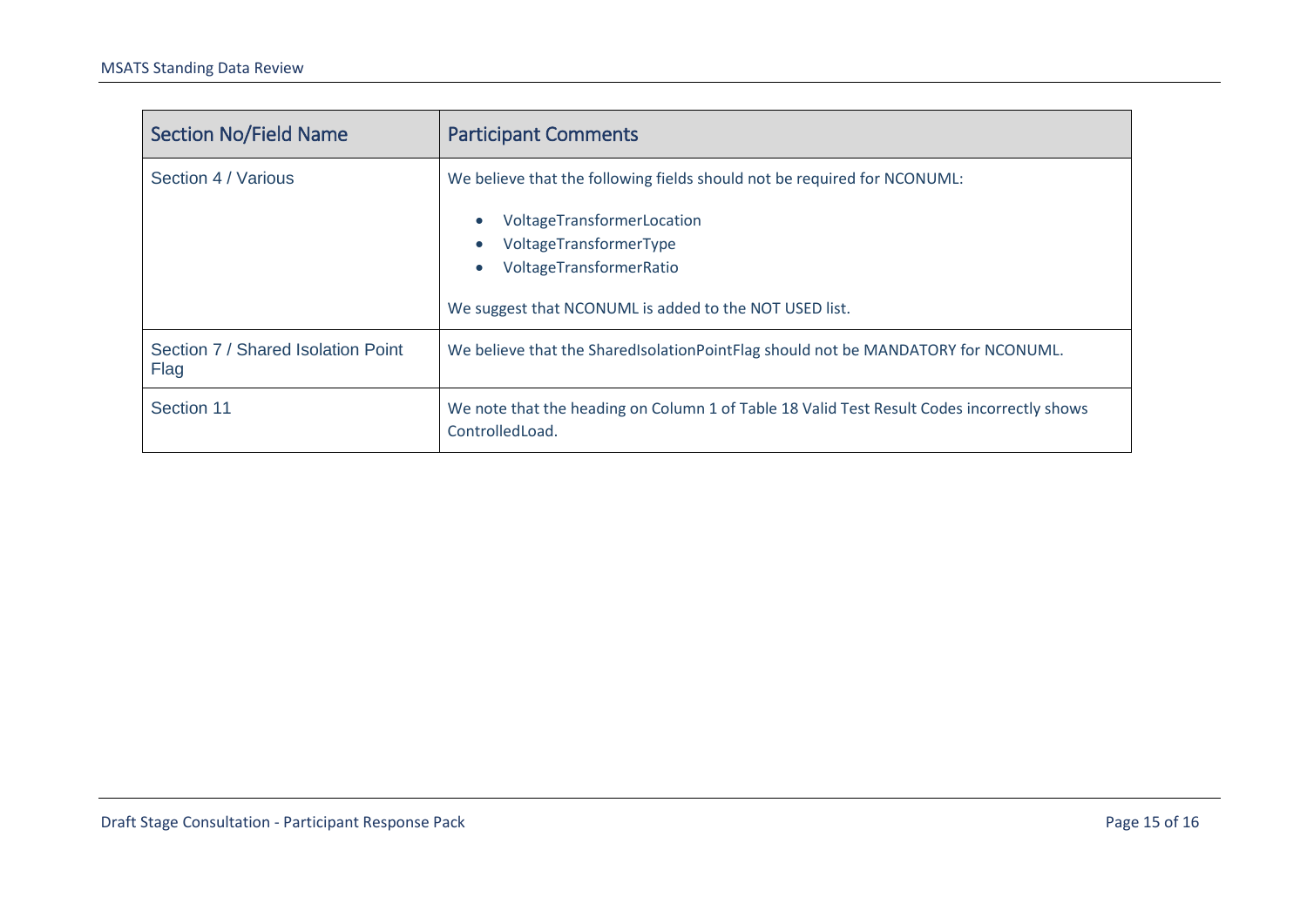| Section No/Field Name | Participant Comments |
|---|---|
| Section 4 / Various | We believe that the following fields should not be required for NCONUML:<br><br>• VoltageTransformerLocation<br>• VoltageTransformerType<br>• VoltageTransformerRatio<br><br>We suggest that NCONUML is added to the NOT USED list. |
| Section 7 / Shared Isolation Point Flag | We believe that the SharedIsolationPointFlag should not be MANDATORY for NCONUML. |
| Section 11 | We note that the heading on Column 1 of Table 18 Valid Test Result Codes incorrectly shows ControlledLoad. |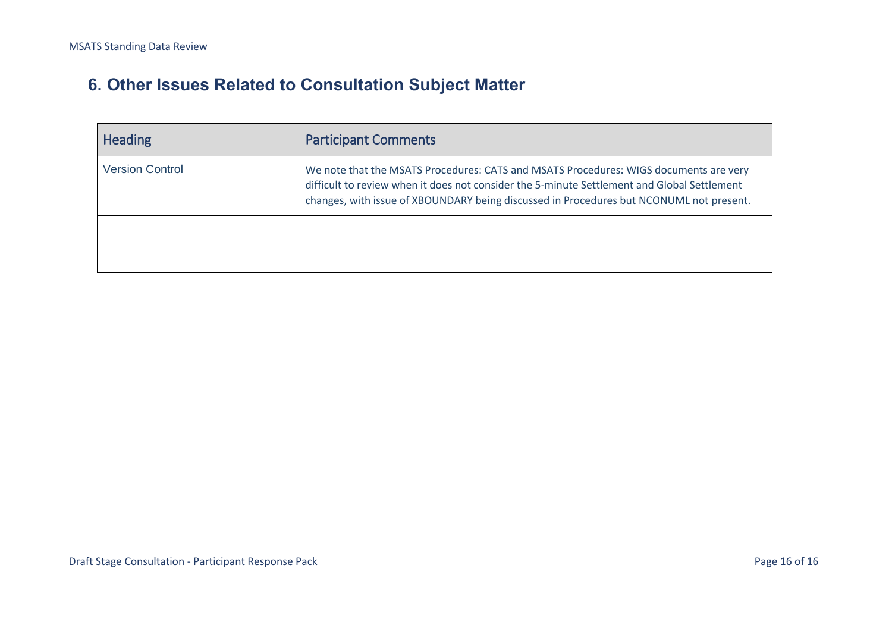## 6. Other Issues Related to Consultation Subject Matter

| Heading | Participant Comments |
|---|---|
| Version Control | We note that the MSATS Procedures: CATS and MSATS Procedures: WIGS documents are very difficult to review when it does not consider the 5-minute Settlement and Global Settlement changes, with issue of XBOUNDARY being discussed in Procedures but NCONUML not present. |
| | |
| | |